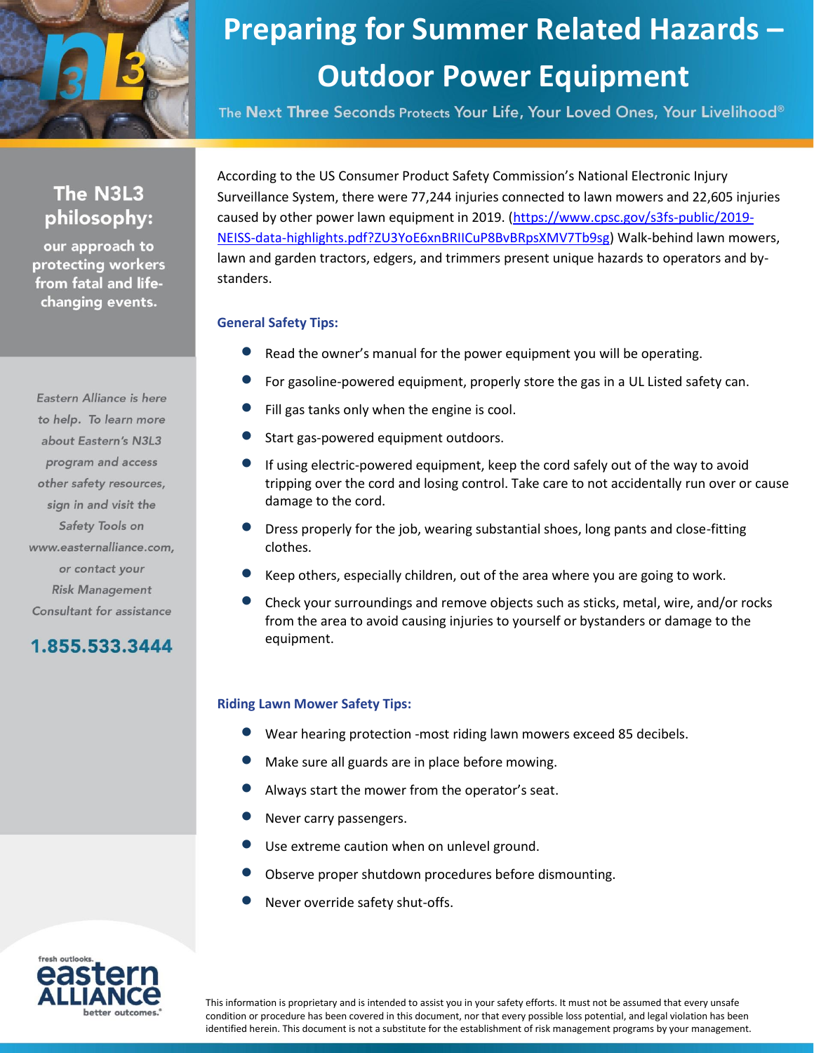# Preparing for Summer Related Hazards – Outdoor Power Equipment

The Next Three Seconds Protects Your Life, Your Loved Ones, Your Livelihood®

## The N3L3 philosophy:

our approach to protecting workers from fatal and life-changing events.

*Eastern Alliance is here to help. To learn more about Eastern's N3L3 program and access other safety resources, sign in and visit the Safety Tools on www.easternalliance.com, or contact your Risk Management Consultant for assistance*

**1.855.533.3444**

According to the US Consumer Product Safety Commission's National Electronic Injury Surveillance System, there were 77,244 injuries connected to lawn mowers and 22,605 injuries caused by other power lawn equipment in 2019. (https://www.cpsc.gov/s3fs-public/2019-NEISS-data-highlights.pdf?ZU3YoE6xnBRIICuP8BvBRpsXMV7Tb9sg) Walk-behind lawn mowers, lawn and garden tractors, edgers, and trimmers present unique hazards to operators and by-standers.

### General Safety Tips:

- Read the owner's manual for the power equipment you will be operating.
- For gasoline-powered equipment, properly store the gas in a UL Listed safety can.
- Fill gas tanks only when the engine is cool.
- Start gas-powered equipment outdoors.
- If using electric-powered equipment, keep the cord safely out of the way to avoid tripping over the cord and losing control. Take care to not accidentally run over or cause damage to the cord.
- Dress properly for the job, wearing substantial shoes, long pants and close-fitting clothes.
- Keep others, especially children, out of the area where you are going to work.
- Check your surroundings and remove objects such as sticks, metal, wire, and/or rocks from the area to avoid causing injuries to yourself or bystanders or damage to the equipment.

### Riding Lawn Mower Safety Tips:

- Wear hearing protection -most riding lawn mowers exceed 85 decibels.
- Make sure all guards are in place before mowing.
- Always start the mower from the operator's seat.
- Never carry passengers.
- Use extreme caution when on unlevel ground.
- Observe proper shutdown procedures before dismounting.
- Never override safety shut-offs.

fresh outlooks. eastern ALLIANCE better outcomes.®

This information is proprietary and is intended to assist you in your safety efforts. It must not be assumed that every unsafe condition or procedure has been covered in this document, nor that every possible loss potential, and legal violation has been identified herein. This document is not a substitute for the establishment of risk management programs by your management.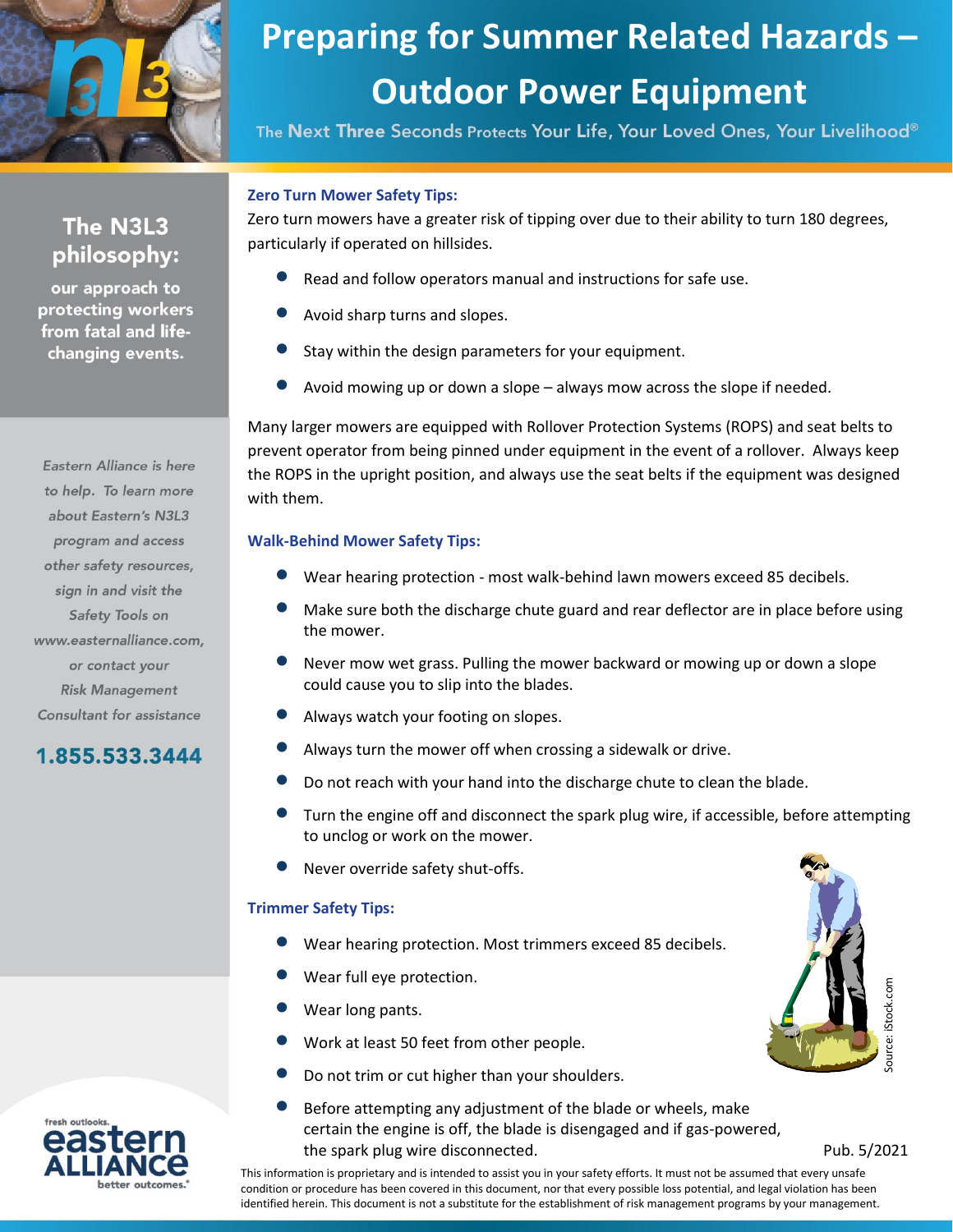# Preparing for Summer Related Hazards – Outdoor Power Equipment

The Next Three Seconds Protects Your Life, Your Loved Ones, Your Livelihood®

## The N3L3 philosophy:

our approach to protecting workers from fatal and life-changing events.

*Eastern Alliance is here to help. To learn more about Eastern's N3L3 program and access other safety resources, sign in and visit the Safety Tools on www.easternalliance.com, or contact your Risk Management Consultant for assistance*

**1.855.533.3444**

### Zero Turn Mower Safety Tips:

Zero turn mowers have a greater risk of tipping over due to their ability to turn 180 degrees, particularly if operated on hillsides.

- Read and follow operators manual and instructions for safe use.
- Avoid sharp turns and slopes.
- Stay within the design parameters for your equipment.
- Avoid mowing up or down a slope – always mow across the slope if needed.

Many larger mowers are equipped with Rollover Protection Systems (ROPS) and seat belts to prevent operator from being pinned under equipment in the event of a rollover. Always keep the ROPS in the upright position, and always use the seat belts if the equipment was designed with them.

### Walk-Behind Mower Safety Tips:

- Wear hearing protection - most walk-behind lawn mowers exceed 85 decibels.
- Make sure both the discharge chute guard and rear deflector are in place before using the mower.
- Never mow wet grass. Pulling the mower backward or mowing up or down a slope could cause you to slip into the blades.
- Always watch your footing on slopes.
- Always turn the mower off when crossing a sidewalk or drive.
- Do not reach with your hand into the discharge chute to clean the blade.
- Turn the engine off and disconnect the spark plug wire, if accessible, before attempting to unclog or work on the mower.
- Never override safety shut-offs.

### Trimmer Safety Tips:

- Wear hearing protection. Most trimmers exceed 85 decibels.
- Wear full eye protection.
- Wear long pants.
- Work at least 50 feet from other people.
- Do not trim or cut higher than your shoulders.
- Before attempting any adjustment of the blade or wheels, make certain the engine is off, the blade is disengaged and if gas-powered, the spark plug wire disconnected.

Source: iStock.com

Pub. 5/2021

This information is proprietary and is intended to assist you in your safety efforts. It must not be assumed that every unsafe condition or procedure has been covered in this document, nor that every possible loss potential, and legal violation has been identified herein. This document is not a substitute for the establishment of risk management programs by your management.